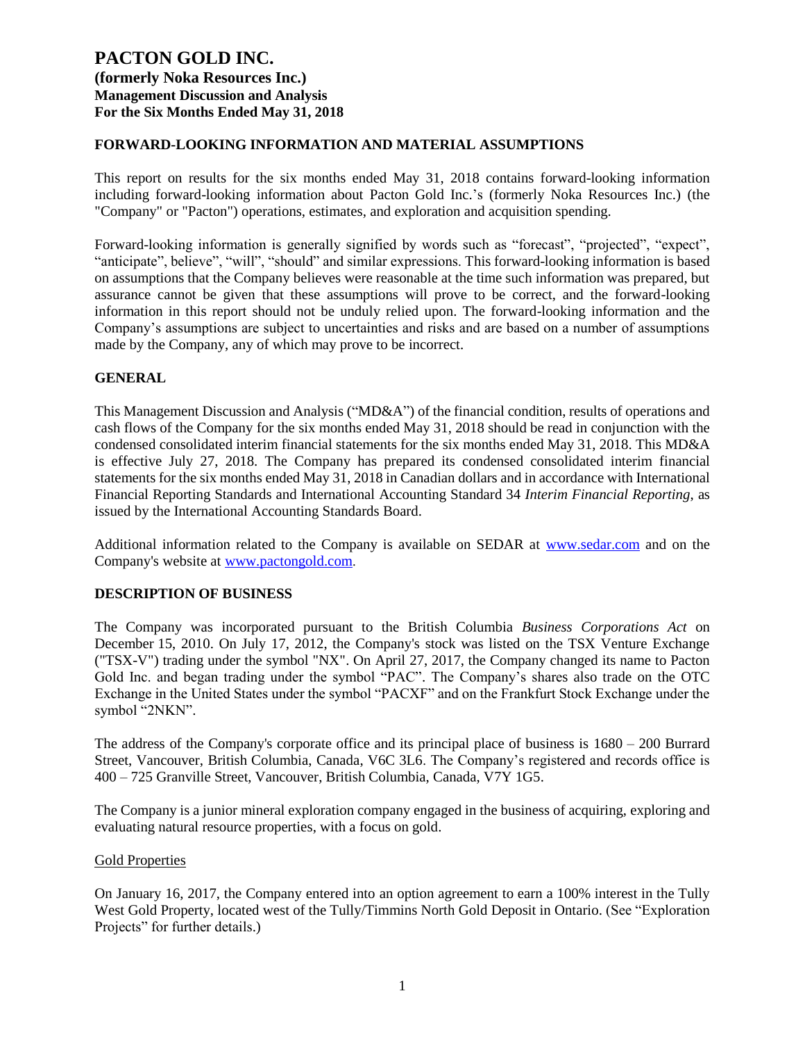# PACTON GOLD INC.

**(formerly Noka Resources Inc.)**
**Management Discussion and Analysis**
**For the Six Months Ended May 31, 2018**

## FORWARD-LOOKING INFORMATION AND MATERIAL ASSUMPTIONS

This report on results for the six months ended May 31, 2018 contains forward-looking information including forward-looking information about Pacton Gold Inc.'s (formerly Noka Resources Inc.) (the "Company" or "Pacton") operations, estimates, and exploration and acquisition spending.

Forward-looking information is generally signified by words such as "forecast", "projected", "expect", "anticipate", believe", "will", "should" and similar expressions. This forward-looking information is based on assumptions that the Company believes were reasonable at the time such information was prepared, but assurance cannot be given that these assumptions will prove to be correct, and the forward-looking information in this report should not be unduly relied upon. The forward-looking information and the Company's assumptions are subject to uncertainties and risks and are based on a number of assumptions made by the Company, any of which may prove to be incorrect.

## GENERAL

This Management Discussion and Analysis ("MD&A") of the financial condition, results of operations and cash flows of the Company for the six months ended May 31, 2018 should be read in conjunction with the condensed consolidated interim financial statements for the six months ended May 31, 2018. This MD&A is effective July 27, 2018. The Company has prepared its condensed consolidated interim financial statements for the six months ended May 31, 2018 in Canadian dollars and in accordance with International Financial Reporting Standards and International Accounting Standard 34 *Interim Financial Reporting*, as issued by the International Accounting Standards Board.

Additional information related to the Company is available on SEDAR at [www.sedar.com](http://www.sedar.com) and on the Company's website at [www.pactongold.com](http://www.pactongold.com).

## DESCRIPTION OF BUSINESS

The Company was incorporated pursuant to the British Columbia *Business Corporations Act* on December 15, 2010. On July 17, 2012, the Company's stock was listed on the TSX Venture Exchange ("TSX-V") trading under the symbol "NX". On April 27, 2017, the Company changed its name to Pacton Gold Inc. and began trading under the symbol "PAC". The Company's shares also trade on the OTC Exchange in the United States under the symbol "PACXF" and on the Frankfurt Stock Exchange under the symbol "2NKN".

The address of the Company's corporate office and its principal place of business is 1680 – 200 Burrard Street, Vancouver, British Columbia, Canada, V6C 3L6. The Company's registered and records office is 400 – 725 Granville Street, Vancouver, British Columbia, Canada, V7Y 1G5.

The Company is a junior mineral exploration company engaged in the business of acquiring, exploring and evaluating natural resource properties, with a focus on gold.

### Gold Properties

On January 16, 2017, the Company entered into an option agreement to earn a 100% interest in the Tully West Gold Property, located west of the Tully/Timmins North Gold Deposit in Ontario. (See "Exploration Projects" for further details.)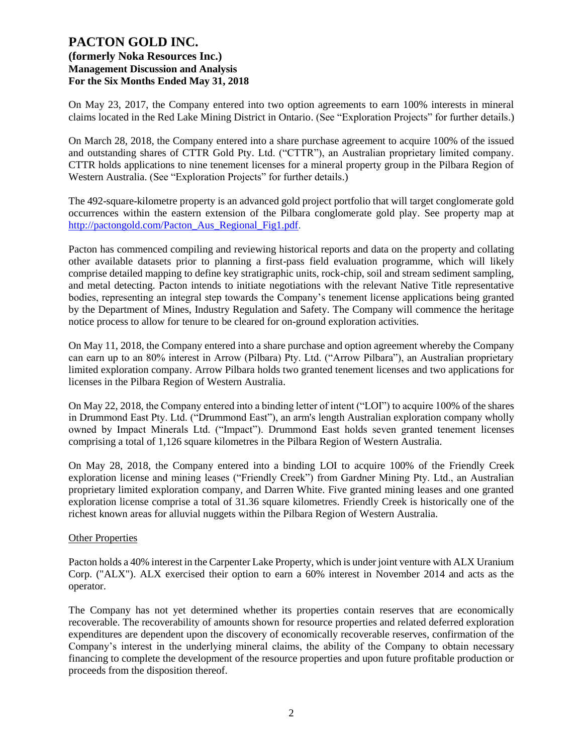On May 23, 2017, the Company entered into two option agreements to earn 100% interests in mineral claims located in the Red Lake Mining District in Ontario. (See "Exploration Projects" for further details.)

On March 28, 2018, the Company entered into a share purchase agreement to acquire 100% of the issued and outstanding shares of CTTR Gold Pty. Ltd. ("CTTR"), an Australian proprietary limited company. CTTR holds applications to nine tenement licenses for a mineral property group in the Pilbara Region of Western Australia. (See "Exploration Projects" for further details.)

The 492-square-kilometre property is an advanced gold project portfolio that will target conglomerate gold occurrences within the eastern extension of the Pilbara conglomerate gold play. See property map at http://pactongold.com/Pacton_Aus_Regional_Fig1.pdf.

Pacton has commenced compiling and reviewing historical reports and data on the property and collating other available datasets prior to planning a first-pass field evaluation programme, which will likely comprise detailed mapping to define key stratigraphic units, rock-chip, soil and stream sediment sampling, and metal detecting. Pacton intends to initiate negotiations with the relevant Native Title representative bodies, representing an integral step towards the Company's tenement license applications being granted by the Department of Mines, Industry Regulation and Safety. The Company will commence the heritage notice process to allow for tenure to be cleared for on-ground exploration activities.

On May 11, 2018, the Company entered into a share purchase and option agreement whereby the Company can earn up to an 80% interest in Arrow (Pilbara) Pty. Ltd. ("Arrow Pilbara"), an Australian proprietary limited exploration company. Arrow Pilbara holds two granted tenement licenses and two applications for licenses in the Pilbara Region of Western Australia.

On May 22, 2018, the Company entered into a binding letter of intent ("LOI") to acquire 100% of the shares in Drummond East Pty. Ltd. ("Drummond East"), an arm's length Australian exploration company wholly owned by Impact Minerals Ltd. ("Impact"). Drummond East holds seven granted tenement licenses comprising a total of 1,126 square kilometres in the Pilbara Region of Western Australia.

On May 28, 2018, the Company entered into a binding LOI to acquire 100% of the Friendly Creek exploration license and mining leases ("Friendly Creek") from Gardner Mining Pty. Ltd., an Australian proprietary limited exploration company, and Darren White. Five granted mining leases and one granted exploration license comprise a total of 31.36 square kilometres. Friendly Creek is historically one of the richest known areas for alluvial nuggets within the Pilbara Region of Western Australia.

## Other Properties

Pacton holds a 40% interest in the Carpenter Lake Property, which is under joint venture with ALX Uranium Corp. ("ALX"). ALX exercised their option to earn a 60% interest in November 2014 and acts as the operator.

The Company has not yet determined whether its properties contain reserves that are economically recoverable. The recoverability of amounts shown for resource properties and related deferred exploration expenditures are dependent upon the discovery of economically recoverable reserves, confirmation of the Company's interest in the underlying mineral claims, the ability of the Company to obtain necessary financing to complete the development of the resource properties and upon future profitable production or proceeds from the disposition thereof.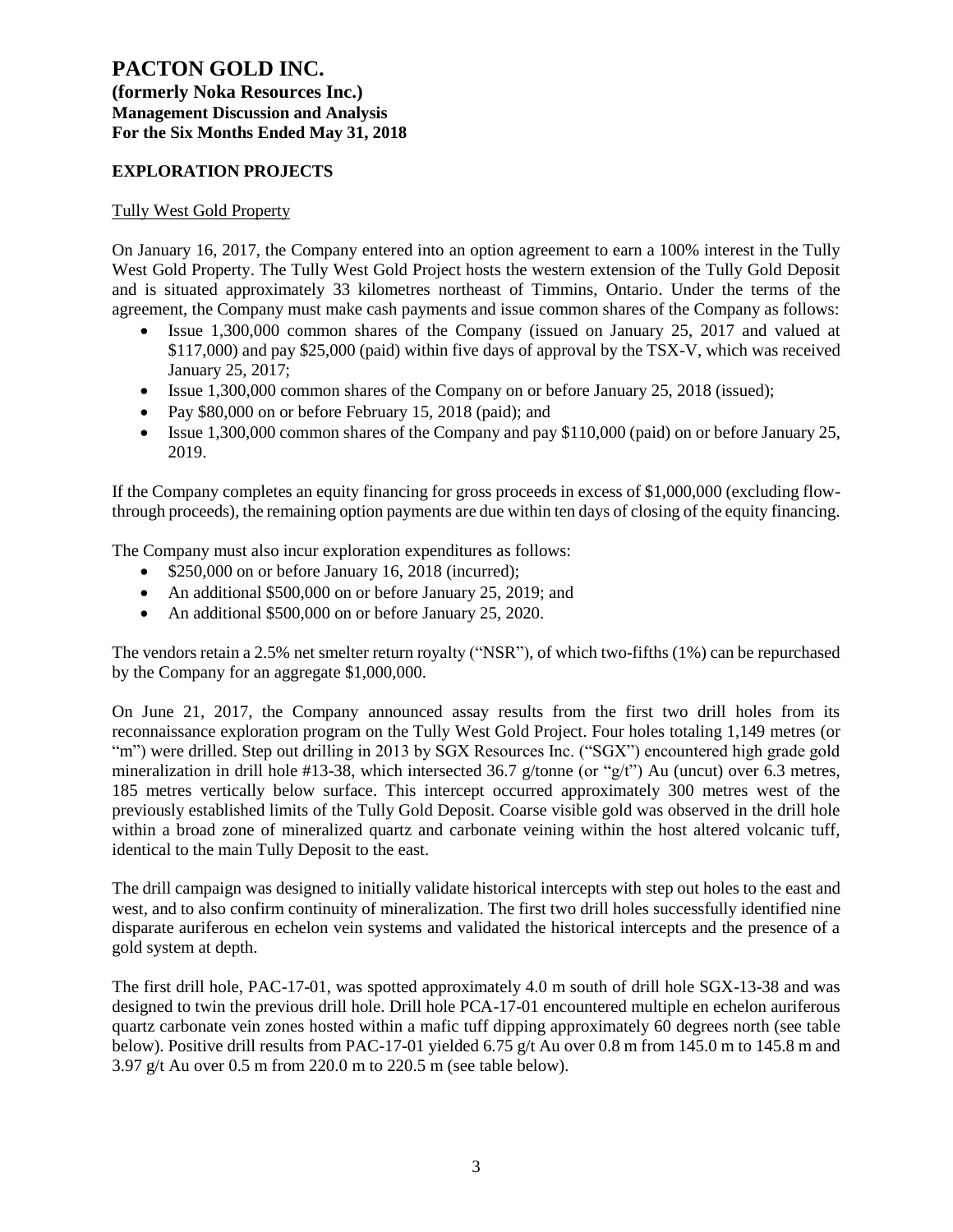## EXPLORATION PROJECTS

### Tully West Gold Property

On January 16, 2017, the Company entered into an option agreement to earn a 100% interest in the Tully West Gold Property. The Tully West Gold Project hosts the western extension of the Tully Gold Deposit and is situated approximately 33 kilometres northeast of Timmins, Ontario. Under the terms of the agreement, the Company must make cash payments and issue common shares of the Company as follows:

- Issue 1,300,000 common shares of the Company (issued on January 25, 2017 and valued at $117,000) and pay $25,000 (paid) within five days of approval by the TSX-V, which was received January 25, 2017;
- Issue 1,300,000 common shares of the Company on or before January 25, 2018 (issued);
- Pay $80,000 on or before February 15, 2018 (paid); and
- Issue 1,300,000 common shares of the Company and pay $110,000 (paid) on or before January 25, 2019.

If the Company completes an equity financing for gross proceeds in excess of $1,000,000 (excluding flow-through proceeds), the remaining option payments are due within ten days of closing of the equity financing.

The Company must also incur exploration expenditures as follows:

- $250,000 on or before January 16, 2018 (incurred);
- An additional $500,000 on or before January 25, 2019; and
- An additional $500,000 on or before January 25, 2020.

The vendors retain a 2.5% net smelter return royalty ("NSR"), of which two-fifths (1%) can be repurchased by the Company for an aggregate $1,000,000.

On June 21, 2017, the Company announced assay results from the first two drill holes from its reconnaissance exploration program on the Tully West Gold Project. Four holes totaling 1,149 metres (or "m") were drilled. Step out drilling in 2013 by SGX Resources Inc. ("SGX") encountered high grade gold mineralization in drill hole #13-38, which intersected 36.7 g/tonne (or "g/t") Au (uncut) over 6.3 metres, 185 metres vertically below surface. This intercept occurred approximately 300 metres west of the previously established limits of the Tully Gold Deposit. Coarse visible gold was observed in the drill hole within a broad zone of mineralized quartz and carbonate veining within the host altered volcanic tuff, identical to the main Tully Deposit to the east.

The drill campaign was designed to initially validate historical intercepts with step out holes to the east and west, and to also confirm continuity of mineralization. The first two drill holes successfully identified nine disparate auriferous en echelon vein systems and validated the historical intercepts and the presence of a gold system at depth.

The first drill hole, PAC-17-01, was spotted approximately 4.0 m south of drill hole SGX-13-38 and was designed to twin the previous drill hole. Drill hole PCA-17-01 encountered multiple en echelon auriferous quartz carbonate vein zones hosted within a mafic tuff dipping approximately 60 degrees north (see table below). Positive drill results from PAC-17-01 yielded 6.75 g/t Au over 0.8 m from 145.0 m to 145.8 m and 3.97 g/t Au over 0.5 m from 220.0 m to 220.5 m (see table below).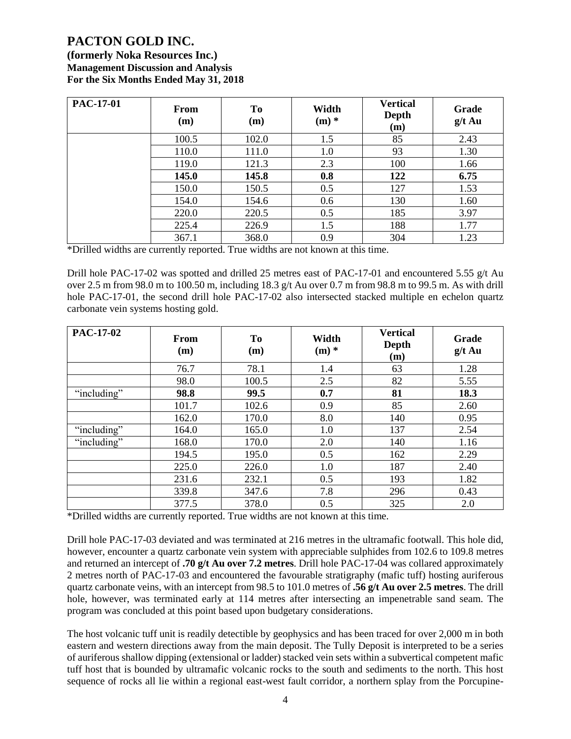| PAC-17-01 | From (m) | To (m) | Width (m) * | Vertical Depth (m) | Grade g/t Au |
|---|---|---|---|---|---|
| | 100.5 | 102.0 | 1.5 | 85 | 2.43 |
| | 110.0 | 111.0 | 1.0 | 93 | 1.30 |
| | 119.0 | 121.3 | 2.3 | 100 | 1.66 |
| | **145.0** | **145.8** | **0.8** | **122** | **6.75** |
| | 150.0 | 150.5 | 0.5 | 127 | 1.53 |
| | 154.0 | 154.6 | 0.6 | 130 | 1.60 |
| | 220.0 | 220.5 | 0.5 | 185 | 3.97 |
| | 225.4 | 226.9 | 1.5 | 188 | 1.77 |
| | 367.1 | 368.0 | 0.9 | 304 | 1.23 |

*Drilled widths are currently reported. True widths are not known at this time.

Drill hole PAC-17-02 was spotted and drilled 25 metres east of PAC-17-01 and encountered 5.55 g/t Au over 2.5 m from 98.0 m to 100.50 m, including 18.3 g/t Au over 0.7 m from 98.8 m to 99.5 m. As with drill hole PAC-17-01, the second drill hole PAC-17-02 also intersected stacked multiple en echelon quartz carbonate vein systems hosting gold.

| PAC-17-02 | From (m) | To (m) | Width (m) * | Vertical Depth (m) | Grade g/t Au |
|---|---|---|---|---|---|
| | 76.7 | 78.1 | 1.4 | 63 | 1.28 |
| | 98.0 | 100.5 | 2.5 | 82 | 5.55 |
| "including" | **98.8** | **99.5** | **0.7** | **81** | **18.3** |
| | 101.7 | 102.6 | 0.9 | 85 | 2.60 |
| | 162.0 | 170.0 | 8.0 | 140 | 0.95 |
| "including" | 164.0 | 165.0 | 1.0 | 137 | 2.54 |
| "including" | 168.0 | 170.0 | 2.0 | 140 | 1.16 |
| | 194.5 | 195.0 | 0.5 | 162 | 2.29 |
| | 225.0 | 226.0 | 1.0 | 187 | 2.40 |
| | 231.6 | 232.1 | 0.5 | 193 | 1.82 |
| | 339.8 | 347.6 | 7.8 | 296 | 0.43 |
| | 377.5 | 378.0 | 0.5 | 325 | 2.0 |

*Drilled widths are currently reported. True widths are not known at this time.

Drill hole PAC-17-03 deviated and was terminated at 216 metres in the ultramafic footwall. This hole did, however, encounter a quartz carbonate vein system with appreciable sulphides from 102.6 to 109.8 metres and returned an intercept of **.70 g/t Au over 7.2 metres**. Drill hole PAC-17-04 was collared approximately 2 metres north of PAC-17-03 and encountered the favourable stratigraphy (mafic tuff) hosting auriferous quartz carbonate veins, with an intercept from 98.5 to 101.0 metres of **.56 g/t Au over 2.5 metres**. The drill hole, however, was terminated early at 114 metres after intersecting an impenetrable sand seam. The program was concluded at this point based upon budgetary considerations.

The host volcanic tuff unit is readily detectible by geophysics and has been traced for over 2,000 m in both eastern and western directions away from the main deposit. The Tully Deposit is interpreted to be a series of auriferous shallow dipping (extensional or ladder) stacked vein sets within a subvertical competent mafic tuff host that is bounded by ultramafic volcanic rocks to the south and sediments to the north. This host sequence of rocks all lie within a regional east-west fault corridor, a northern splay from the Porcupine-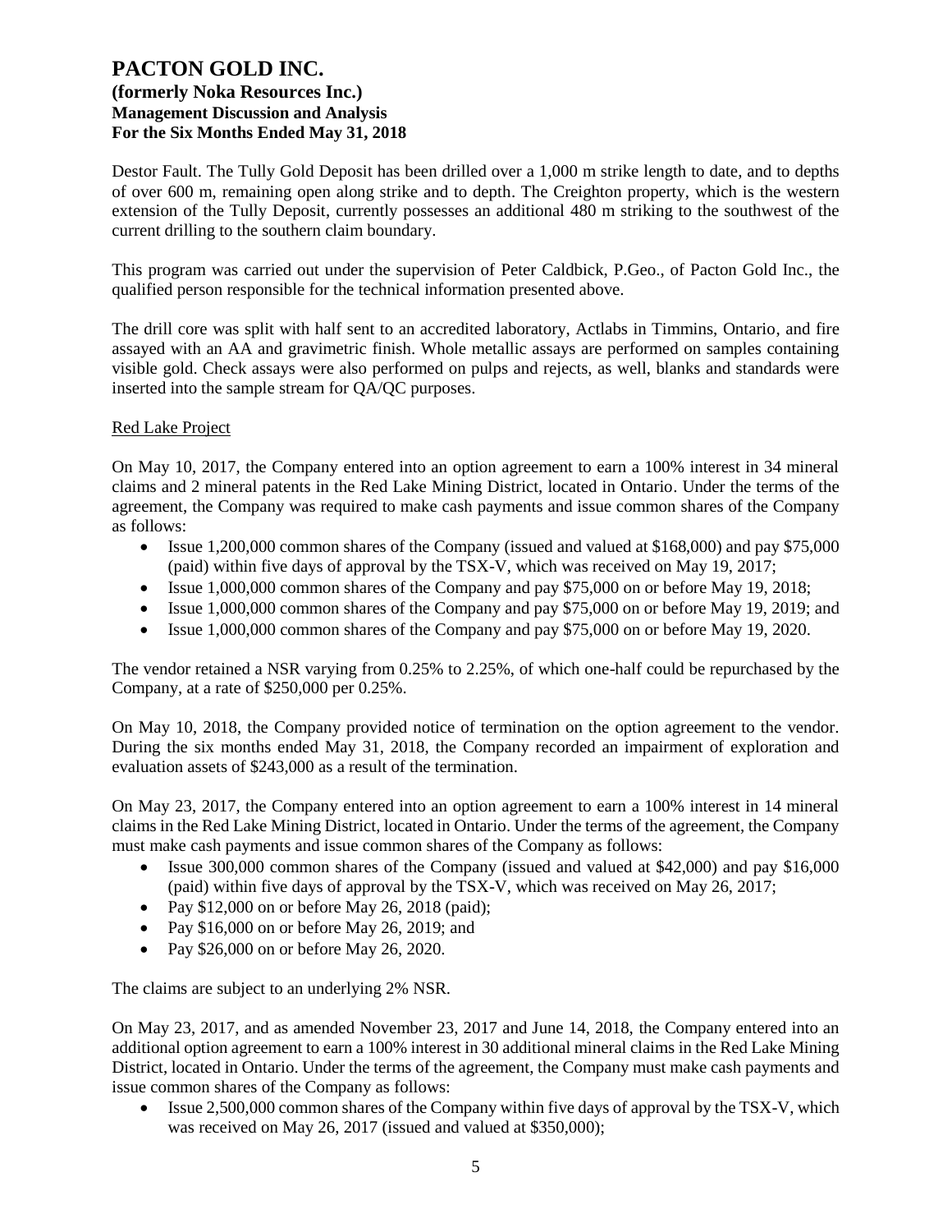Destor Fault. The Tully Gold Deposit has been drilled over a 1,000 m strike length to date, and to depths of over 600 m, remaining open along strike and to depth. The Creighton property, which is the western extension of the Tully Deposit, currently possesses an additional 480 m striking to the southwest of the current drilling to the southern claim boundary.

This program was carried out under the supervision of Peter Caldbick, P.Geo., of Pacton Gold Inc., the qualified person responsible for the technical information presented above.

The drill core was split with half sent to an accredited laboratory, Actlabs in Timmins, Ontario, and fire assayed with an AA and gravimetric finish. Whole metallic assays are performed on samples containing visible gold. Check assays were also performed on pulps and rejects, as well, blanks and standards were inserted into the sample stream for QA/QC purposes.

Red Lake Project

On May 10, 2017, the Company entered into an option agreement to earn a 100% interest in 34 mineral claims and 2 mineral patents in the Red Lake Mining District, located in Ontario. Under the terms of the agreement, the Company was required to make cash payments and issue common shares of the Company as follows:

- Issue 1,200,000 common shares of the Company (issued and valued at $168,000) and pay $75,000 (paid) within five days of approval by the TSX-V, which was received on May 19, 2017;
- Issue 1,000,000 common shares of the Company and pay $75,000 on or before May 19, 2018;
- Issue 1,000,000 common shares of the Company and pay $75,000 on or before May 19, 2019; and
- Issue 1,000,000 common shares of the Company and pay $75,000 on or before May 19, 2020.

The vendor retained a NSR varying from 0.25% to 2.25%, of which one-half could be repurchased by the Company, at a rate of $250,000 per 0.25%.

On May 10, 2018, the Company provided notice of termination on the option agreement to the vendor. During the six months ended May 31, 2018, the Company recorded an impairment of exploration and evaluation assets of $243,000 as a result of the termination.

On May 23, 2017, the Company entered into an option agreement to earn a 100% interest in 14 mineral claims in the Red Lake Mining District, located in Ontario. Under the terms of the agreement, the Company must make cash payments and issue common shares of the Company as follows:

- Issue 300,000 common shares of the Company (issued and valued at $42,000) and pay $16,000 (paid) within five days of approval by the TSX-V, which was received on May 26, 2017;
- Pay $12,000 on or before May 26, 2018 (paid);
- Pay $16,000 on or before May 26, 2019; and
- Pay $26,000 on or before May 26, 2020.

The claims are subject to an underlying 2% NSR.

On May 23, 2017, and as amended November 23, 2017 and June 14, 2018, the Company entered into an additional option agreement to earn a 100% interest in 30 additional mineral claims in the Red Lake Mining District, located in Ontario. Under the terms of the agreement, the Company must make cash payments and issue common shares of the Company as follows:

- Issue 2,500,000 common shares of the Company within five days of approval by the TSX-V, which was received on May 26, 2017 (issued and valued at $350,000);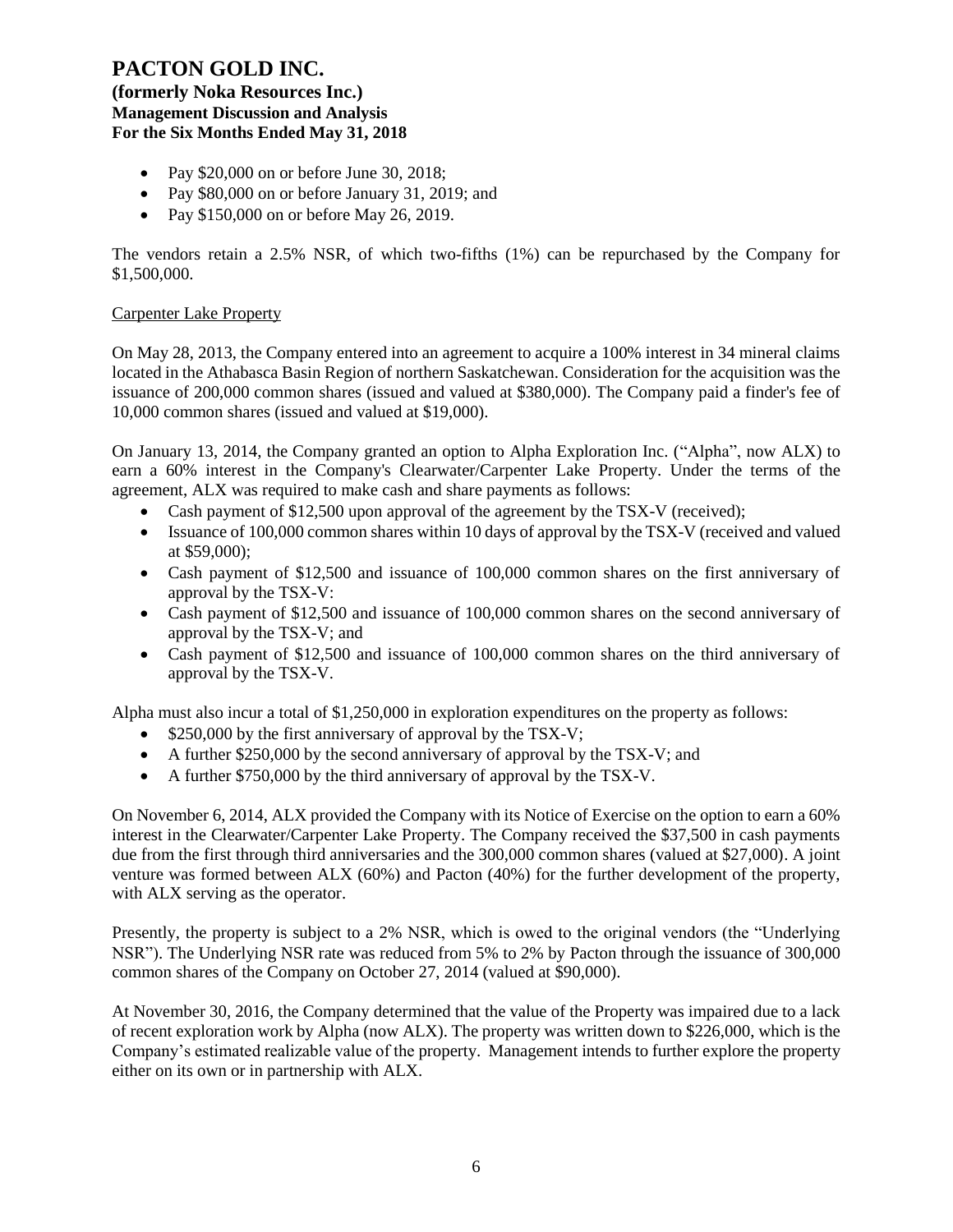- Pay \$20,000 on or before June 30, 2018;
- Pay \$80,000 on or before January 31, 2019; and
- Pay \$150,000 on or before May 26, 2019.

The vendors retain a 2.5% NSR, of which two-fifths (1%) can be repurchased by the Company for \$1,500,000.

Carpenter Lake Property

On May 28, 2013, the Company entered into an agreement to acquire a 100% interest in 34 mineral claims located in the Athabasca Basin Region of northern Saskatchewan. Consideration for the acquisition was the issuance of 200,000 common shares (issued and valued at \$380,000). The Company paid a finder's fee of 10,000 common shares (issued and valued at \$19,000).

On January 13, 2014, the Company granted an option to Alpha Exploration Inc. ("Alpha", now ALX) to earn a 60% interest in the Company's Clearwater/Carpenter Lake Property. Under the terms of the agreement, ALX was required to make cash and share payments as follows:

- Cash payment of \$12,500 upon approval of the agreement by the TSX-V (received);
- Issuance of 100,000 common shares within 10 days of approval by the TSX-V (received and valued at \$59,000);
- Cash payment of \$12,500 and issuance of 100,000 common shares on the first anniversary of approval by the TSX-V:
- Cash payment of \$12,500 and issuance of 100,000 common shares on the second anniversary of approval by the TSX-V; and
- Cash payment of \$12,500 and issuance of 100,000 common shares on the third anniversary of approval by the TSX-V.

Alpha must also incur a total of \$1,250,000 in exploration expenditures on the property as follows:

- \$250,000 by the first anniversary of approval by the TSX-V;
- A further \$250,000 by the second anniversary of approval by the TSX-V; and
- A further \$750,000 by the third anniversary of approval by the TSX-V.

On November 6, 2014, ALX provided the Company with its Notice of Exercise on the option to earn a 60% interest in the Clearwater/Carpenter Lake Property. The Company received the \$37,500 in cash payments due from the first through third anniversaries and the 300,000 common shares (valued at \$27,000). A joint venture was formed between ALX (60%) and Pacton (40%) for the further development of the property, with ALX serving as the operator.

Presently, the property is subject to a 2% NSR, which is owed to the original vendors (the "Underlying NSR"). The Underlying NSR rate was reduced from 5% to 2% by Pacton through the issuance of 300,000 common shares of the Company on October 27, 2014 (valued at \$90,000).

At November 30, 2016, the Company determined that the value of the Property was impaired due to a lack of recent exploration work by Alpha (now ALX). The property was written down to \$226,000, which is the Company's estimated realizable value of the property. Management intends to further explore the property either on its own or in partnership with ALX.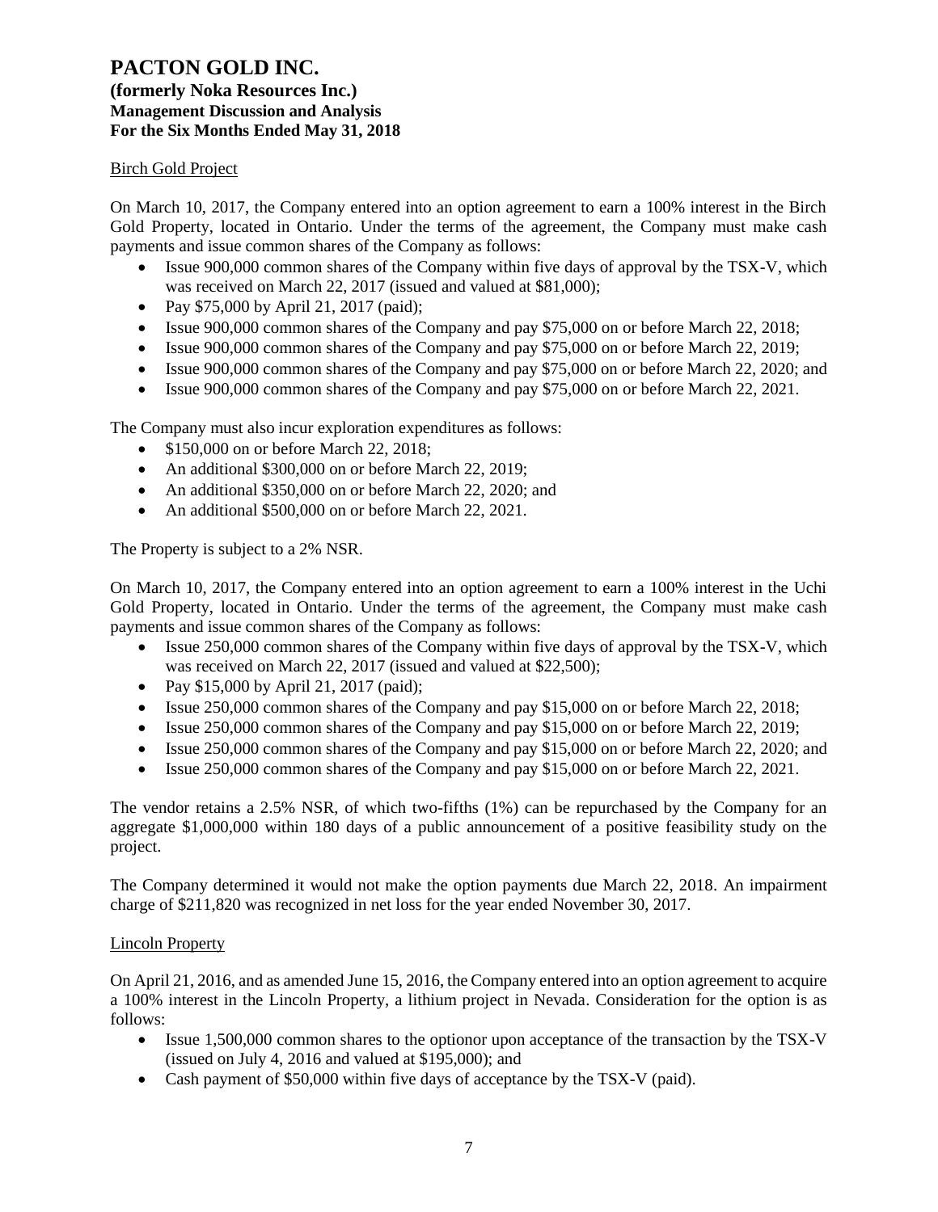### Birch Gold Project

On March 10, 2017, the Company entered into an option agreement to earn a 100% interest in the Birch Gold Property, located in Ontario. Under the terms of the agreement, the Company must make cash payments and issue common shares of the Company as follows:

- Issue 900,000 common shares of the Company within five days of approval by the TSX-V, which was received on March 22, 2017 (issued and valued at $81,000);
- Pay $75,000 by April 21, 2017 (paid);
- Issue 900,000 common shares of the Company and pay $75,000 on or before March 22, 2018;
- Issue 900,000 common shares of the Company and pay $75,000 on or before March 22, 2019;
- Issue 900,000 common shares of the Company and pay $75,000 on or before March 22, 2020; and
- Issue 900,000 common shares of the Company and pay $75,000 on or before March 22, 2021.

The Company must also incur exploration expenditures as follows:

- $150,000 on or before March 22, 2018;
- An additional $300,000 on or before March 22, 2019;
- An additional $350,000 on or before March 22, 2020; and
- An additional $500,000 on or before March 22, 2021.

The Property is subject to a 2% NSR.

On March 10, 2017, the Company entered into an option agreement to earn a 100% interest in the Uchi Gold Property, located in Ontario. Under the terms of the agreement, the Company must make cash payments and issue common shares of the Company as follows:

- Issue 250,000 common shares of the Company within five days of approval by the TSX-V, which was received on March 22, 2017 (issued and valued at $22,500);
- Pay $15,000 by April 21, 2017 (paid);
- Issue 250,000 common shares of the Company and pay $15,000 on or before March 22, 2018;
- Issue 250,000 common shares of the Company and pay $15,000 on or before March 22, 2019;
- Issue 250,000 common shares of the Company and pay $15,000 on or before March 22, 2020; and
- Issue 250,000 common shares of the Company and pay $15,000 on or before March 22, 2021.

The vendor retains a 2.5% NSR, of which two-fifths (1%) can be repurchased by the Company for an aggregate $1,000,000 within 180 days of a public announcement of a positive feasibility study on the project.

The Company determined it would not make the option payments due March 22, 2018. An impairment charge of $211,820 was recognized in net loss for the year ended November 30, 2017.

### Lincoln Property

On April 21, 2016, and as amended June 15, 2016, the Company entered into an option agreement to acquire a 100% interest in the Lincoln Property, a lithium project in Nevada. Consideration for the option is as follows:

- Issue 1,500,000 common shares to the optionor upon acceptance of the transaction by the TSX-V (issued on July 4, 2016 and valued at $195,000); and
- Cash payment of $50,000 within five days of acceptance by the TSX-V (paid).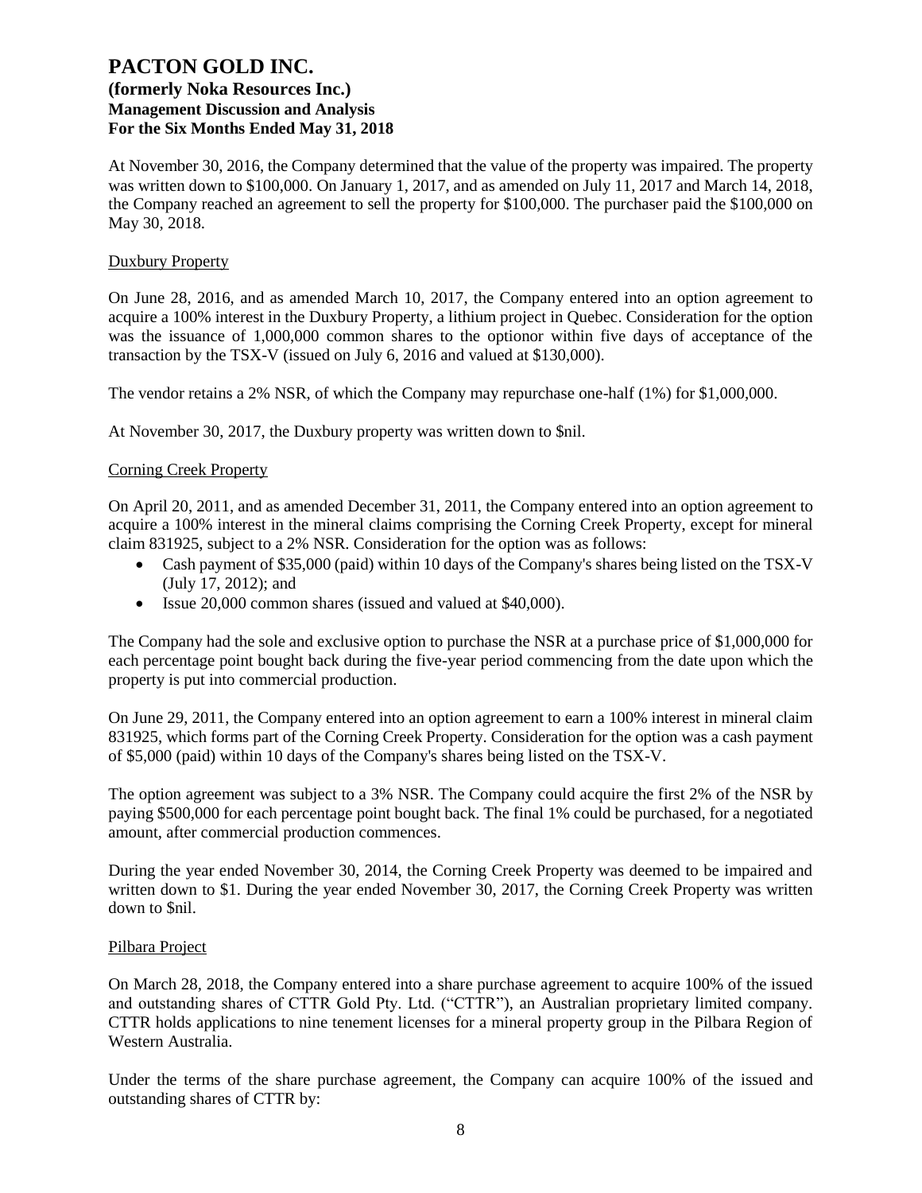At November 30, 2016, the Company determined that the value of the property was impaired. The property was written down to $100,000. On January 1, 2017, and as amended on July 11, 2017 and March 14, 2018, the Company reached an agreement to sell the property for $100,000. The purchaser paid the $100,000 on May 30, 2018.

### Duxbury Property

On June 28, 2016, and as amended March 10, 2017, the Company entered into an option agreement to acquire a 100% interest in the Duxbury Property, a lithium project in Quebec. Consideration for the option was the issuance of 1,000,000 common shares to the optionor within five days of acceptance of the transaction by the TSX-V (issued on July 6, 2016 and valued at $130,000).

The vendor retains a 2% NSR, of which the Company may repurchase one-half (1%) for $1,000,000.

At November 30, 2017, the Duxbury property was written down to $nil.

### Corning Creek Property

On April 20, 2011, and as amended December 31, 2011, the Company entered into an option agreement to acquire a 100% interest in the mineral claims comprising the Corning Creek Property, except for mineral claim 831925, subject to a 2% NSR. Consideration for the option was as follows:

- Cash payment of $35,000 (paid) within 10 days of the Company's shares being listed on the TSX-V (July 17, 2012); and
- Issue 20,000 common shares (issued and valued at $40,000).

The Company had the sole and exclusive option to purchase the NSR at a purchase price of $1,000,000 for each percentage point bought back during the five-year period commencing from the date upon which the property is put into commercial production.

On June 29, 2011, the Company entered into an option agreement to earn a 100% interest in mineral claim 831925, which forms part of the Corning Creek Property. Consideration for the option was a cash payment of $5,000 (paid) within 10 days of the Company's shares being listed on the TSX-V.

The option agreement was subject to a 3% NSR. The Company could acquire the first 2% of the NSR by paying $500,000 for each percentage point bought back. The final 1% could be purchased, for a negotiated amount, after commercial production commences.

During the year ended November 30, 2014, the Corning Creek Property was deemed to be impaired and written down to $1. During the year ended November 30, 2017, the Corning Creek Property was written down to $nil.

### Pilbara Project

On March 28, 2018, the Company entered into a share purchase agreement to acquire 100% of the issued and outstanding shares of CTTR Gold Pty. Ltd. ("CTTR"), an Australian proprietary limited company. CTTR holds applications to nine tenement licenses for a mineral property group in the Pilbara Region of Western Australia.

Under the terms of the share purchase agreement, the Company can acquire 100% of the issued and outstanding shares of CTTR by: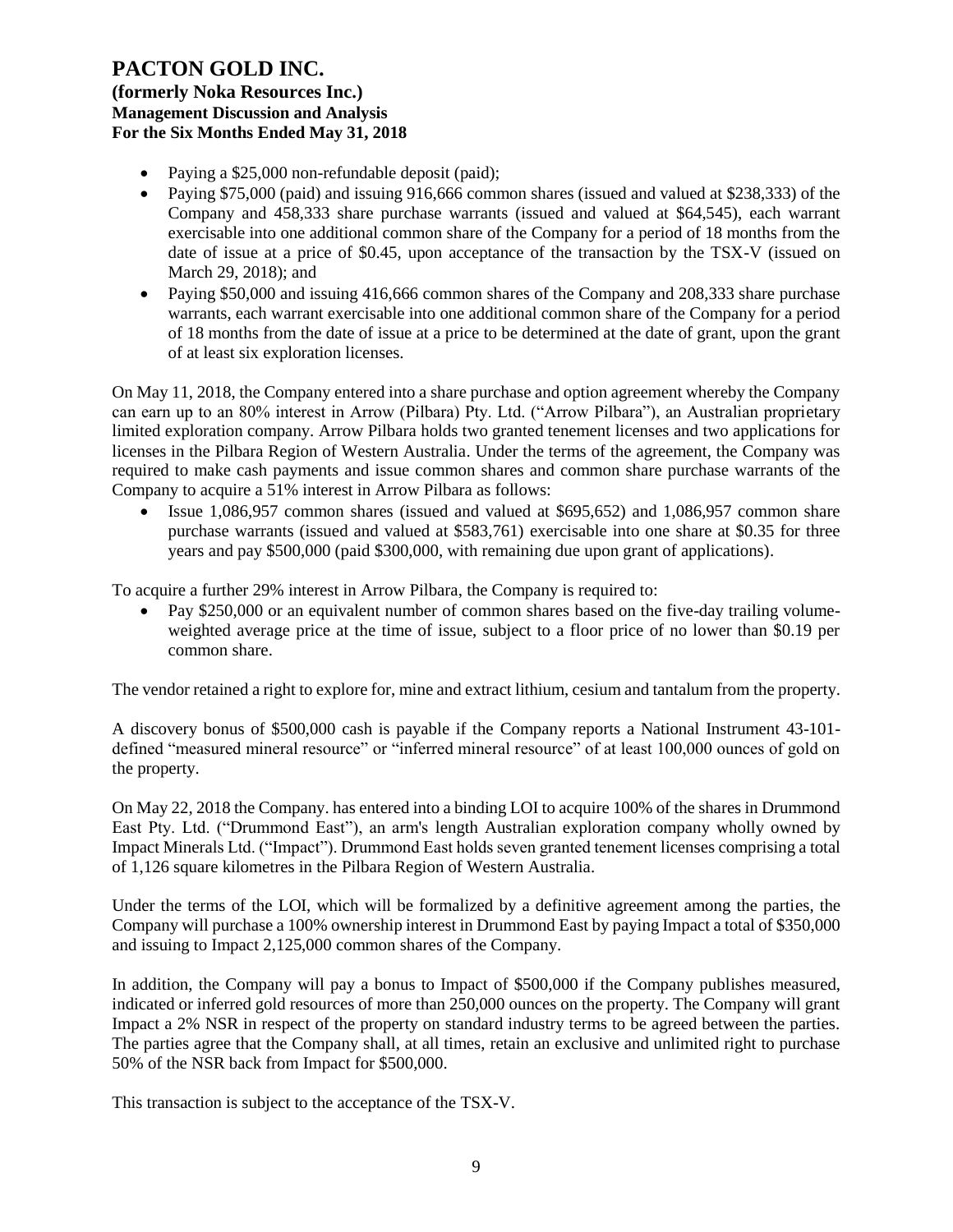- Paying a $25,000 non-refundable deposit (paid);
- Paying $75,000 (paid) and issuing 916,666 common shares (issued and valued at $238,333) of the Company and 458,333 share purchase warrants (issued and valued at $64,545), each warrant exercisable into one additional common share of the Company for a period of 18 months from the date of issue at a price of $0.45, upon acceptance of the transaction by the TSX-V (issued on March 29, 2018); and
- Paying $50,000 and issuing 416,666 common shares of the Company and 208,333 share purchase warrants, each warrant exercisable into one additional common share of the Company for a period of 18 months from the date of issue at a price to be determined at the date of grant, upon the grant of at least six exploration licenses.

On May 11, 2018, the Company entered into a share purchase and option agreement whereby the Company can earn up to an 80% interest in Arrow (Pilbara) Pty. Ltd. ("Arrow Pilbara"), an Australian proprietary limited exploration company. Arrow Pilbara holds two granted tenement licenses and two applications for licenses in the Pilbara Region of Western Australia. Under the terms of the agreement, the Company was required to make cash payments and issue common shares and common share purchase warrants of the Company to acquire a 51% interest in Arrow Pilbara as follows:

- Issue 1,086,957 common shares (issued and valued at $695,652) and 1,086,957 common share purchase warrants (issued and valued at $583,761) exercisable into one share at $0.35 for three years and pay $500,000 (paid $300,000, with remaining due upon grant of applications).

To acquire a further 29% interest in Arrow Pilbara, the Company is required to:

- Pay $250,000 or an equivalent number of common shares based on the five-day trailing volume-weighted average price at the time of issue, subject to a floor price of no lower than $0.19 per common share.

The vendor retained a right to explore for, mine and extract lithium, cesium and tantalum from the property.

A discovery bonus of $500,000 cash is payable if the Company reports a National Instrument 43-101-defined "measured mineral resource" or "inferred mineral resource" of at least 100,000 ounces of gold on the property.

On May 22, 2018 the Company. has entered into a binding LOI to acquire 100% of the shares in Drummond East Pty. Ltd. ("Drummond East"), an arm's length Australian exploration company wholly owned by Impact Minerals Ltd. ("Impact"). Drummond East holds seven granted tenement licenses comprising a total of 1,126 square kilometres in the Pilbara Region of Western Australia.

Under the terms of the LOI, which will be formalized by a definitive agreement among the parties, the Company will purchase a 100% ownership interest in Drummond East by paying Impact a total of $350,000 and issuing to Impact 2,125,000 common shares of the Company.

In addition, the Company will pay a bonus to Impact of $500,000 if the Company publishes measured, indicated or inferred gold resources of more than 250,000 ounces on the property. The Company will grant Impact a 2% NSR in respect of the property on standard industry terms to be agreed between the parties. The parties agree that the Company shall, at all times, retain an exclusive and unlimited right to purchase 50% of the NSR back from Impact for $500,000.

This transaction is subject to the acceptance of the TSX-V.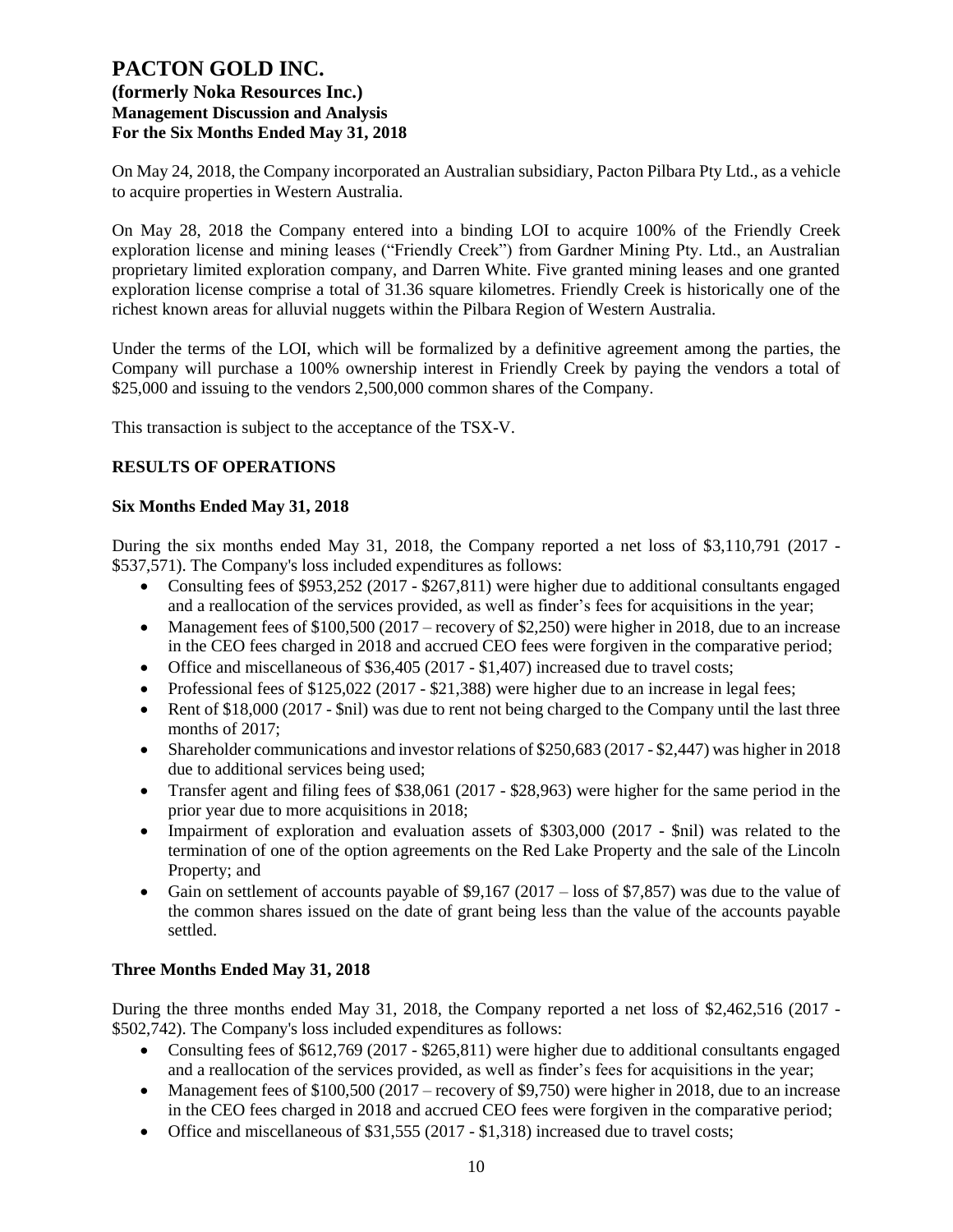On May 24, 2018, the Company incorporated an Australian subsidiary, Pacton Pilbara Pty Ltd., as a vehicle to acquire properties in Western Australia.

On May 28, 2018 the Company entered into a binding LOI to acquire 100% of the Friendly Creek exploration license and mining leases ("Friendly Creek") from Gardner Mining Pty. Ltd., an Australian proprietary limited exploration company, and Darren White. Five granted mining leases and one granted exploration license comprise a total of 31.36 square kilometres. Friendly Creek is historically one of the richest known areas for alluvial nuggets within the Pilbara Region of Western Australia.

Under the terms of the LOI, which will be formalized by a definitive agreement among the parties, the Company will purchase a 100% ownership interest in Friendly Creek by paying the vendors a total of $25,000 and issuing to the vendors 2,500,000 common shares of the Company.

This transaction is subject to the acceptance of the TSX-V.

## RESULTS OF OPERATIONS

### Six Months Ended May 31, 2018

During the six months ended May 31, 2018, the Company reported a net loss of $3,110,791 (2017 - $537,571). The Company's loss included expenditures as follows:

- Consulting fees of $953,252 (2017 - $267,811) were higher due to additional consultants engaged and a reallocation of the services provided, as well as finder's fees for acquisitions in the year;
- Management fees of $100,500 (2017 – recovery of $2,250) were higher in 2018, due to an increase in the CEO fees charged in 2018 and accrued CEO fees were forgiven in the comparative period;
- Office and miscellaneous of $36,405 (2017 - $1,407) increased due to travel costs;
- Professional fees of $125,022 (2017 - $21,388) were higher due to an increase in legal fees;
- Rent of $18,000 (2017 - $nil) was due to rent not being charged to the Company until the last three months of 2017;
- Shareholder communications and investor relations of $250,683 (2017 - $2,447) was higher in 2018 due to additional services being used;
- Transfer agent and filing fees of $38,061 (2017 - $28,963) were higher for the same period in the prior year due to more acquisitions in 2018;
- Impairment of exploration and evaluation assets of $303,000 (2017 - $nil) was related to the termination of one of the option agreements on the Red Lake Property and the sale of the Lincoln Property; and
- Gain on settlement of accounts payable of $9,167 (2017 – loss of $7,857) was due to the value of the common shares issued on the date of grant being less than the value of the accounts payable settled.

### Three Months Ended May 31, 2018

During the three months ended May 31, 2018, the Company reported a net loss of $2,462,516 (2017 - $502,742). The Company's loss included expenditures as follows:

- Consulting fees of $612,769 (2017 - $265,811) were higher due to additional consultants engaged and a reallocation of the services provided, as well as finder's fees for acquisitions in the year;
- Management fees of $100,500 (2017 – recovery of $9,750) were higher in 2018, due to an increase in the CEO fees charged in 2018 and accrued CEO fees were forgiven in the comparative period;
- Office and miscellaneous of $31,555 (2017 - $1,318) increased due to travel costs;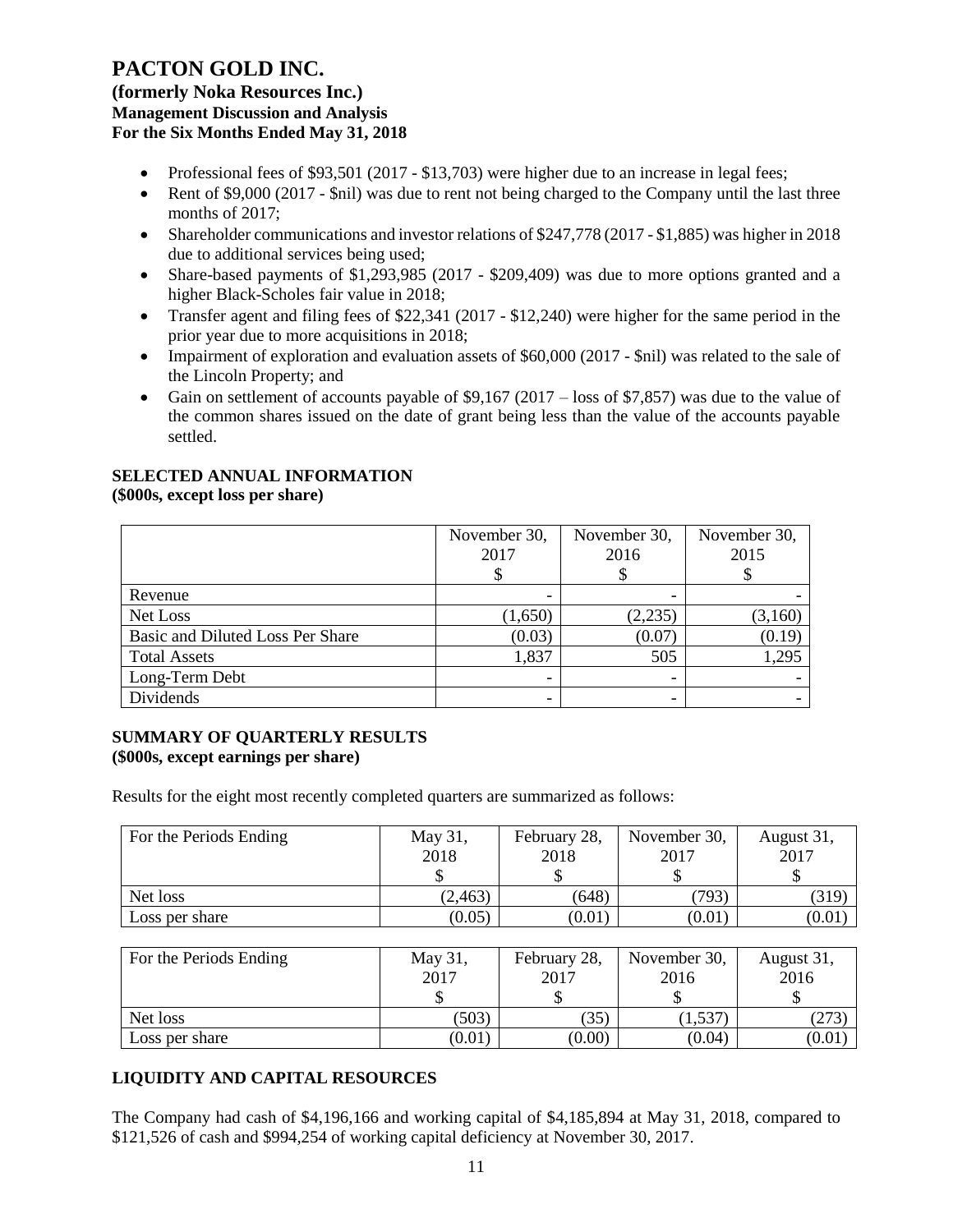- Professional fees of $93,501 (2017 - $13,703) were higher due to an increase in legal fees;
- Rent of $9,000 (2017 - $nil) was due to rent not being charged to the Company until the last three months of 2017;
- Shareholder communications and investor relations of $247,778 (2017 - $1,885) was higher in 2018 due to additional services being used;
- Share-based payments of $1,293,985 (2017 - $209,409) was due to more options granted and a higher Black-Scholes fair value in 2018;
- Transfer agent and filing fees of $22,341 (2017 - $12,240) were higher for the same period in the prior year due to more acquisitions in 2018;
- Impairment of exploration and evaluation assets of $60,000 (2017 - $nil) was related to the sale of the Lincoln Property; and
- Gain on settlement of accounts payable of $9,167 (2017 – loss of $7,857) was due to the value of the common shares issued on the date of grant being less than the value of the accounts payable settled.

## SELECTED ANNUAL INFORMATION
**($000s, except loss per share)**

| | November 30, 2017 $ | November 30, 2016 $ | November 30, 2015 $ |
|---|---|---|---|
| Revenue | - | - | - |
| Net Loss | (1,650) | (2,235) | (3,160) |
| Basic and Diluted Loss Per Share | (0.03) | (0.07) | (0.19) |
| Total Assets | 1,837 | 505 | 1,295 |
| Long-Term Debt | - | - | - |
| Dividends | - | - | - |

## SUMMARY OF QUARTERLY RESULTS
**($000s, except earnings per share)**

Results for the eight most recently completed quarters are summarized as follows:

| For the Periods Ending | May 31, 2018 $ | February 28, 2018 $ | November 30, 2017 $ | August 31, 2017 $ |
|---|---|---|---|---|
| Net loss | (2,463) | (648) | (793) | (319) |
| Loss per share | (0.05) | (0.01) | (0.01) | (0.01) |

| For the Periods Ending | May 31, 2017 $ | February 28, 2017 $ | November 30, 2016 $ | August 31, 2016 $ |
|---|---|---|---|---|
| Net loss | (503) | (35) | (1,537) | (273) |
| Loss per share | (0.01) | (0.00) | (0.04) | (0.01) |

## LIQUIDITY AND CAPITAL RESOURCES

The Company had cash of $4,196,166 and working capital of $4,185,894 at May 31, 2018, compared to $121,526 of cash and $994,254 of working capital deficiency at November 30, 2017.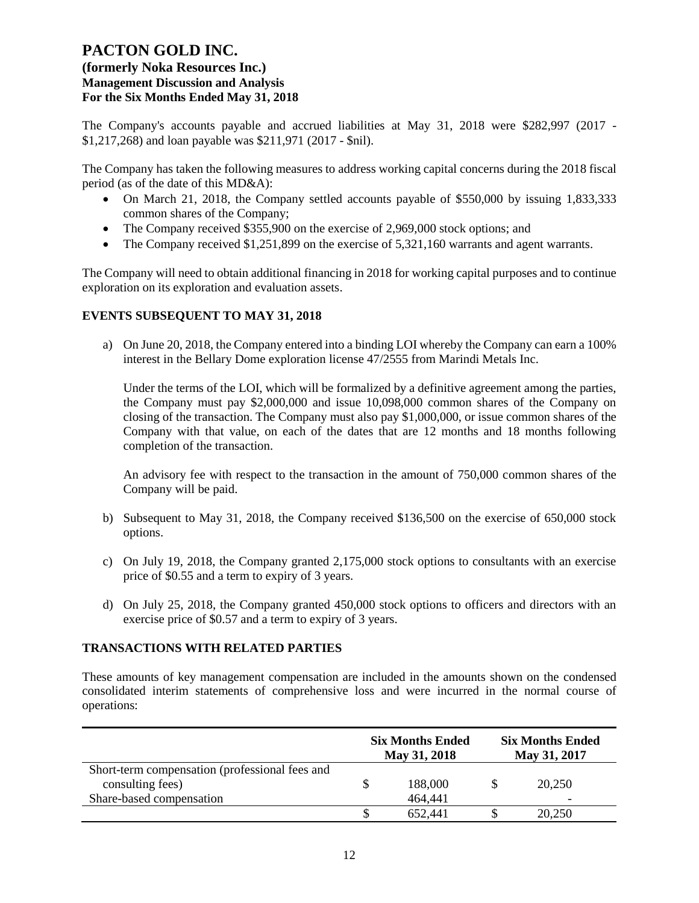The Company's accounts payable and accrued liabilities at May 31, 2018 were $282,997 (2017 - $1,217,268) and loan payable was $211,971 (2017 - $nil).

The Company has taken the following measures to address working capital concerns during the 2018 fiscal period (as of the date of this MD&A):

- On March 21, 2018, the Company settled accounts payable of $550,000 by issuing 1,833,333 common shares of the Company;
- The Company received $355,900 on the exercise of 2,969,000 stock options; and
- The Company received $1,251,899 on the exercise of 5,321,160 warrants and agent warrants.

The Company will need to obtain additional financing in 2018 for working capital purposes and to continue exploration on its exploration and evaluation assets.

## EVENTS SUBSEQUENT TO MAY 31, 2018

a) On June 20, 2018, the Company entered into a binding LOI whereby the Company can earn a 100% interest in the Bellary Dome exploration license 47/2555 from Marindi Metals Inc.

   Under the terms of the LOI, which will be formalized by a definitive agreement among the parties, the Company must pay $2,000,000 and issue 10,098,000 common shares of the Company on closing of the transaction. The Company must also pay $1,000,000, or issue common shares of the Company with that value, on each of the dates that are 12 months and 18 months following completion of the transaction.

   An advisory fee with respect to the transaction in the amount of 750,000 common shares of the Company will be paid.

b) Subsequent to May 31, 2018, the Company received $136,500 on the exercise of 650,000 stock options.

c) On July 19, 2018, the Company granted 2,175,000 stock options to consultants with an exercise price of $0.55 and a term to expiry of 3 years.

d) On July 25, 2018, the Company granted 450,000 stock options to officers and directors with an exercise price of $0.57 and a term to expiry of 3 years.

## TRANSACTIONS WITH RELATED PARTIES

These amounts of key management compensation are included in the amounts shown on the condensed consolidated interim statements of comprehensive loss and were incurred in the normal course of operations:

| | Six Months Ended May 31, 2018 | Six Months Ended May 31, 2017 |
|---|---|---|
| Short-term compensation (professional fees and consulting fees) | $ 188,000 | $ 20,250 |
| Share-based compensation | 464,441 | - |
| | $ 652,441 | $ 20,250 |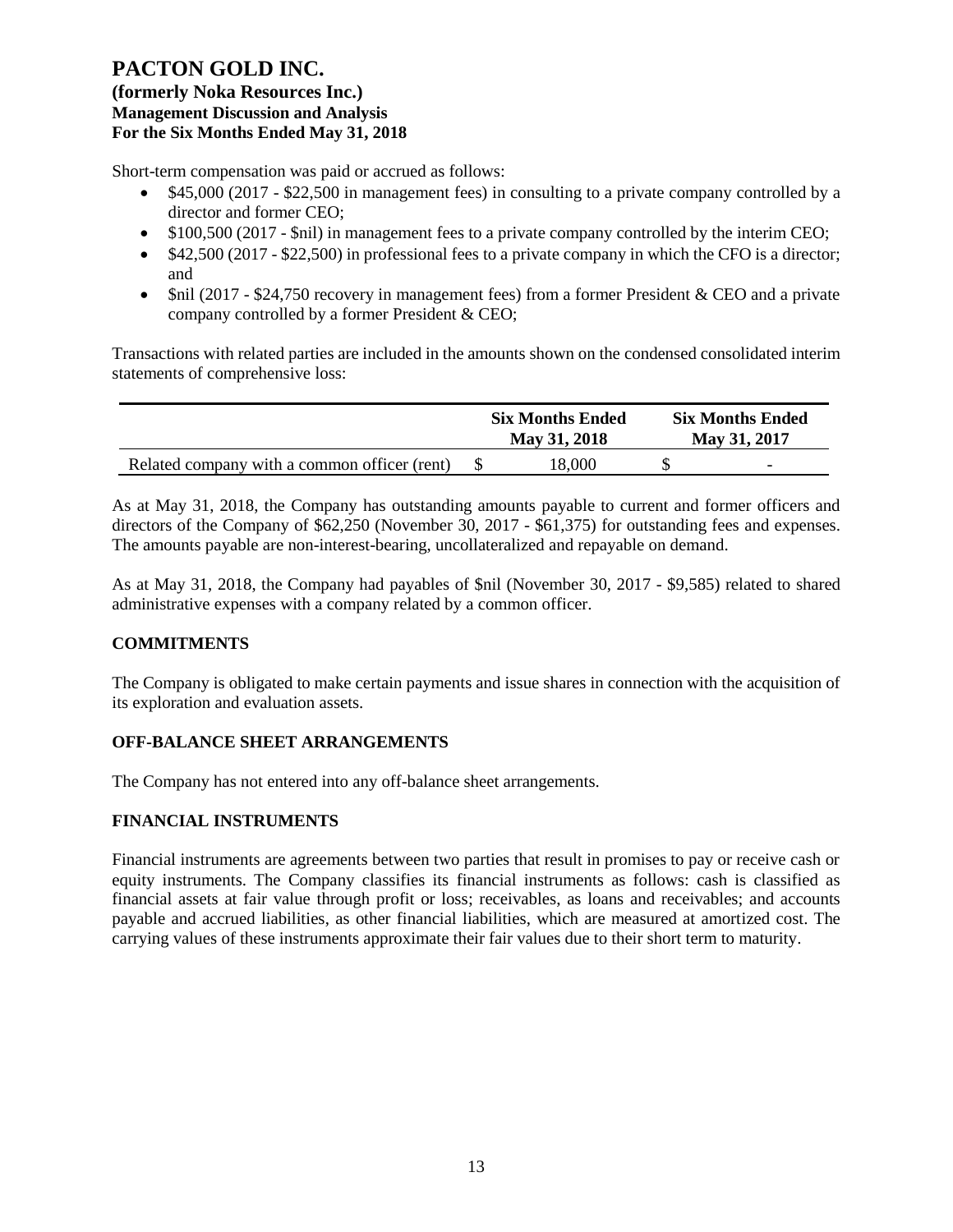Short-term compensation was paid or accrued as follows:

- $45,000 (2017 - $22,500 in management fees) in consulting to a private company controlled by a director and former CEO;
- $100,500 (2017 - $nil) in management fees to a private company controlled by the interim CEO;
- $42,500 (2017 - $22,500) in professional fees to a private company in which the CFO is a director; and
- $nil (2017 - $24,750 recovery in management fees) from a former President & CEO and a private company controlled by a former President & CEO;

Transactions with related parties are included in the amounts shown on the condensed consolidated interim statements of comprehensive loss:

| | Six Months Ended May 31, 2018 | Six Months Ended May 31, 2017 |
|---|---|---|
| Related company with a common officer (rent) | $ 18,000 | $ - |

As at May 31, 2018, the Company has outstanding amounts payable to current and former officers and directors of the Company of $62,250 (November 30, 2017 - $61,375) for outstanding fees and expenses. The amounts payable are non-interest-bearing, uncollateralized and repayable on demand.

As at May 31, 2018, the Company had payables of $nil (November 30, 2017 - $9,585) related to shared administrative expenses with a company related by a common officer.

## COMMITMENTS

The Company is obligated to make certain payments and issue shares in connection with the acquisition of its exploration and evaluation assets.

## OFF-BALANCE SHEET ARRANGEMENTS

The Company has not entered into any off-balance sheet arrangements.

## FINANCIAL INSTRUMENTS

Financial instruments are agreements between two parties that result in promises to pay or receive cash or equity instruments. The Company classifies its financial instruments as follows: cash is classified as financial assets at fair value through profit or loss; receivables, as loans and receivables; and accounts payable and accrued liabilities, as other financial liabilities, which are measured at amortized cost. The carrying values of these instruments approximate their fair values due to their short term to maturity.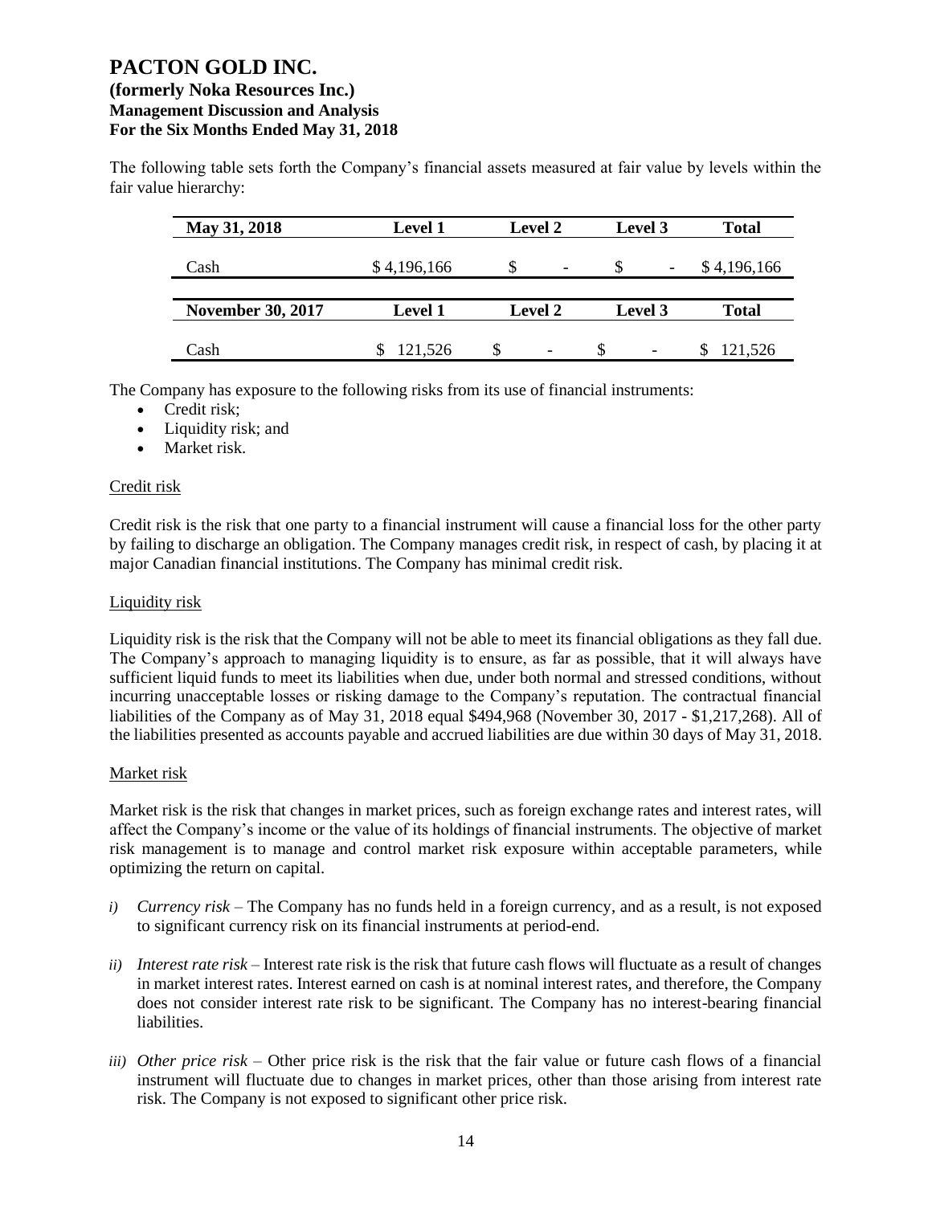The following table sets forth the Company's financial assets measured at fair value by levels within the fair value hierarchy:

| May 31, 2018 | Level 1 | Level 2 | Level 3 | Total |
|---|---|---|---|---|
| Cash | $ 4,196,166 | $ - | $ - | $ 4,196,166 |

| November 30, 2017 | Level 1 | Level 2 | Level 3 | Total |
|---|---|---|---|---|
| Cash | $ 121,526 | $ - | $ - | $ 121,526 |

The Company has exposure to the following risks from its use of financial instruments:

- Credit risk;
- Liquidity risk; and
- Market risk.

Credit risk

Credit risk is the risk that one party to a financial instrument will cause a financial loss for the other party by failing to discharge an obligation. The Company manages credit risk, in respect of cash, by placing it at major Canadian financial institutions. The Company has minimal credit risk.

Liquidity risk

Liquidity risk is the risk that the Company will not be able to meet its financial obligations as they fall due. The Company's approach to managing liquidity is to ensure, as far as possible, that it will always have sufficient liquid funds to meet its liabilities when due, under both normal and stressed conditions, without incurring unacceptable losses or risking damage to the Company's reputation. The contractual financial liabilities of the Company as of May 31, 2018 equal $494,968 (November 30, 2017 - $1,217,268). All of the liabilities presented as accounts payable and accrued liabilities are due within 30 days of May 31, 2018.

Market risk

Market risk is the risk that changes in market prices, such as foreign exchange rates and interest rates, will affect the Company's income or the value of its holdings of financial instruments. The objective of market risk management is to manage and control market risk exposure within acceptable parameters, while optimizing the return on capital.

*i) Currency risk* – The Company has no funds held in a foreign currency, and as a result, is not exposed to significant currency risk on its financial instruments at period-end.

*ii) Interest rate risk* – Interest rate risk is the risk that future cash flows will fluctuate as a result of changes in market interest rates. Interest earned on cash is at nominal interest rates, and therefore, the Company does not consider interest rate risk to be significant. The Company has no interest-bearing financial liabilities.

*iii) Other price risk* – Other price risk is the risk that the fair value or future cash flows of a financial instrument will fluctuate due to changes in market prices, other than those arising from interest rate risk. The Company is not exposed to significant other price risk.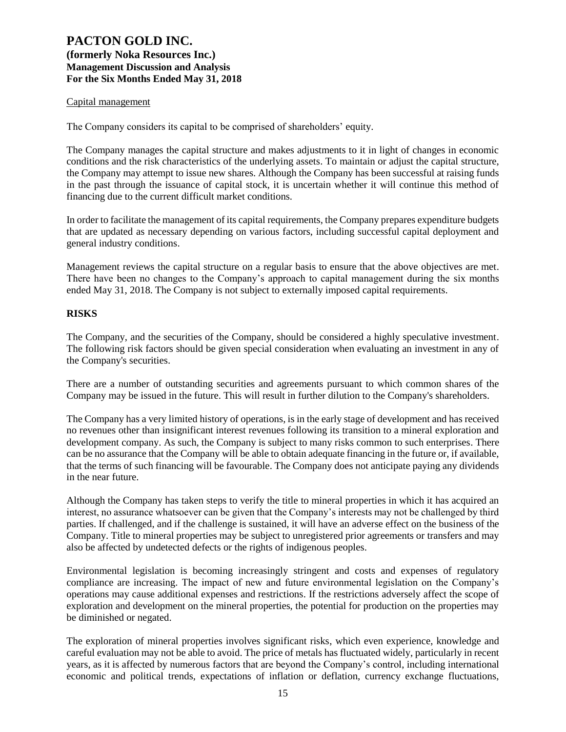Capital management

The Company considers its capital to be comprised of shareholders' equity.

The Company manages the capital structure and makes adjustments to it in light of changes in economic conditions and the risk characteristics of the underlying assets. To maintain or adjust the capital structure, the Company may attempt to issue new shares. Although the Company has been successful at raising funds in the past through the issuance of capital stock, it is uncertain whether it will continue this method of financing due to the current difficult market conditions.

In order to facilitate the management of its capital requirements, the Company prepares expenditure budgets that are updated as necessary depending on various factors, including successful capital deployment and general industry conditions.

Management reviews the capital structure on a regular basis to ensure that the above objectives are met. There have been no changes to the Company's approach to capital management during the six months ended May 31, 2018. The Company is not subject to externally imposed capital requirements.

## RISKS

The Company, and the securities of the Company, should be considered a highly speculative investment. The following risk factors should be given special consideration when evaluating an investment in any of the Company's securities.

There are a number of outstanding securities and agreements pursuant to which common shares of the Company may be issued in the future. This will result in further dilution to the Company's shareholders.

The Company has a very limited history of operations, is in the early stage of development and has received no revenues other than insignificant interest revenues following its transition to a mineral exploration and development company. As such, the Company is subject to many risks common to such enterprises. There can be no assurance that the Company will be able to obtain adequate financing in the future or, if available, that the terms of such financing will be favourable. The Company does not anticipate paying any dividends in the near future.

Although the Company has taken steps to verify the title to mineral properties in which it has acquired an interest, no assurance whatsoever can be given that the Company's interests may not be challenged by third parties. If challenged, and if the challenge is sustained, it will have an adverse effect on the business of the Company. Title to mineral properties may be subject to unregistered prior agreements or transfers and may also be affected by undetected defects or the rights of indigenous peoples.

Environmental legislation is becoming increasingly stringent and costs and expenses of regulatory compliance are increasing. The impact of new and future environmental legislation on the Company's operations may cause additional expenses and restrictions. If the restrictions adversely affect the scope of exploration and development on the mineral properties, the potential for production on the properties may be diminished or negated.

The exploration of mineral properties involves significant risks, which even experience, knowledge and careful evaluation may not be able to avoid. The price of metals has fluctuated widely, particularly in recent years, as it is affected by numerous factors that are beyond the Company's control, including international economic and political trends, expectations of inflation or deflation, currency exchange fluctuations,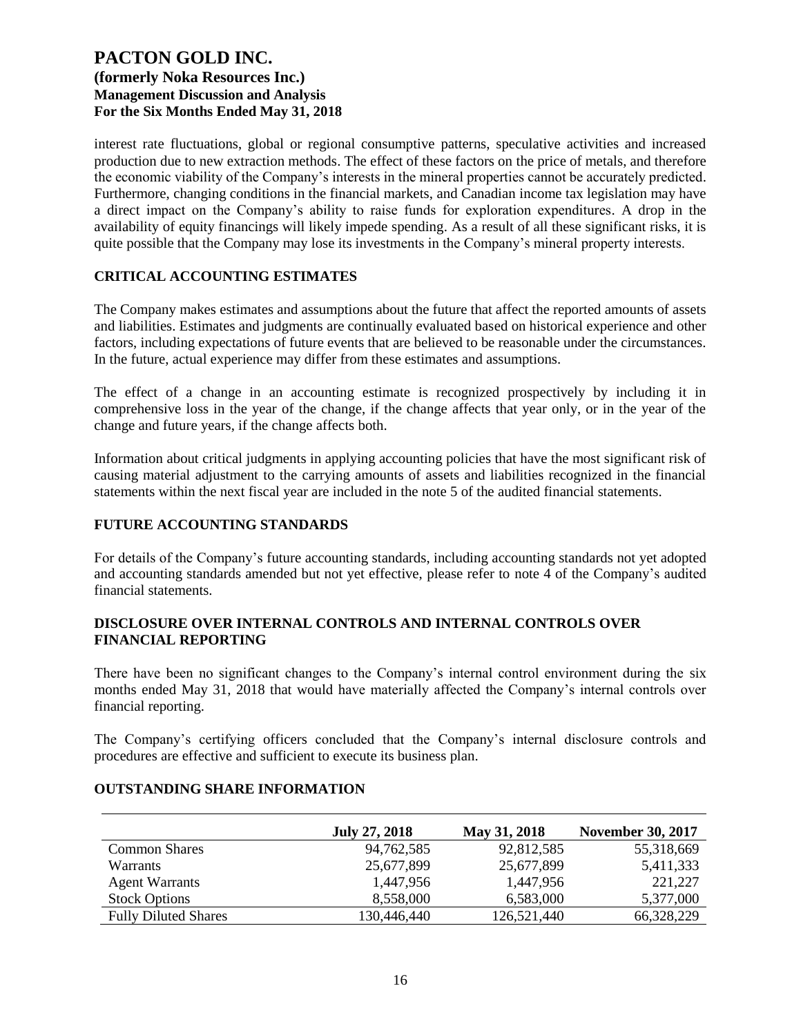interest rate fluctuations, global or regional consumptive patterns, speculative activities and increased production due to new extraction methods. The effect of these factors on the price of metals, and therefore the economic viability of the Company's interests in the mineral properties cannot be accurately predicted. Furthermore, changing conditions in the financial markets, and Canadian income tax legislation may have a direct impact on the Company's ability to raise funds for exploration expenditures. A drop in the availability of equity financings will likely impede spending. As a result of all these significant risks, it is quite possible that the Company may lose its investments in the Company's mineral property interests.

## CRITICAL ACCOUNTING ESTIMATES

The Company makes estimates and assumptions about the future that affect the reported amounts of assets and liabilities. Estimates and judgments are continually evaluated based on historical experience and other factors, including expectations of future events that are believed to be reasonable under the circumstances. In the future, actual experience may differ from these estimates and assumptions.

The effect of a change in an accounting estimate is recognized prospectively by including it in comprehensive loss in the year of the change, if the change affects that year only, or in the year of the change and future years, if the change affects both.

Information about critical judgments in applying accounting policies that have the most significant risk of causing material adjustment to the carrying amounts of assets and liabilities recognized in the financial statements within the next fiscal year are included in the note 5 of the audited financial statements.

## FUTURE ACCOUNTING STANDARDS

For details of the Company's future accounting standards, including accounting standards not yet adopted and accounting standards amended but not yet effective, please refer to note 4 of the Company's audited financial statements.

## DISCLOSURE OVER INTERNAL CONTROLS AND INTERNAL CONTROLS OVER FINANCIAL REPORTING

There have been no significant changes to the Company's internal control environment during the six months ended May 31, 2018 that would have materially affected the Company's internal controls over financial reporting.

The Company's certifying officers concluded that the Company's internal disclosure controls and procedures are effective and sufficient to execute its business plan.

## OUTSTANDING SHARE INFORMATION

| | July 27, 2018 | May 31, 2018 | November 30, 2017 |
|---|---|---|---|
| Common Shares | 94,762,585 | 92,812,585 | 55,318,669 |
| Warrants | 25,677,899 | 25,677,899 | 5,411,333 |
| Agent Warrants | 1,447,956 | 1,447,956 | 221,227 |
| Stock Options | 8,558,000 | 6,583,000 | 5,377,000 |
| Fully Diluted Shares | 130,446,440 | 126,521,440 | 66,328,229 |